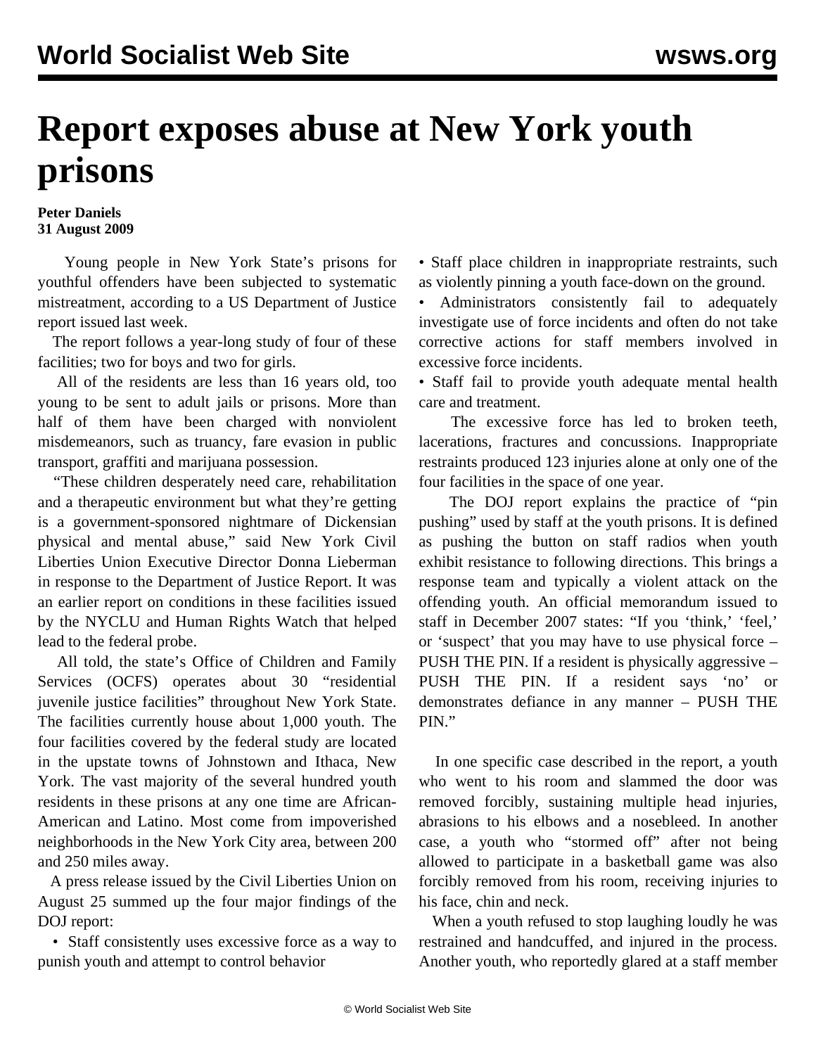# Report exposes abuse at New York youth prisons

**Peter Daniels**
**31 August 2009**

Young people in New York State's prisons for youthful offenders have been subjected to systematic mistreatment, according to a US Department of Justice report issued last week.

The report follows a year-long study of four of these facilities; two for boys and two for girls.

All of the residents are less than 16 years old, too young to be sent to adult jails or prisons. More than half of them have been charged with nonviolent misdemeanors, such as truancy, fare evasion in public transport, graffiti and marijuana possession.

"These children desperately need care, rehabilitation and a therapeutic environment but what they're getting is a government-sponsored nightmare of Dickensian physical and mental abuse," said New York Civil Liberties Union Executive Director Donna Lieberman in response to the Department of Justice Report. It was an earlier report on conditions in these facilities issued by the NYCLU and Human Rights Watch that helped lead to the federal probe.

All told, the state's Office of Children and Family Services (OCFS) operates about 30 "residential juvenile justice facilities" throughout New York State. The facilities currently house about 1,000 youth. The four facilities covered by the federal study are located in the upstate towns of Johnstown and Ithaca, New York. The vast majority of the several hundred youth residents in these prisons at any one time are African-American and Latino. Most come from impoverished neighborhoods in the New York City area, between 200 and 250 miles away.

A press release issued by the Civil Liberties Union on August 25 summed up the four major findings of the DOJ report:

- Staff consistently uses excessive force as a way to punish youth and attempt to control behavior
- Staff place children in inappropriate restraints, such as violently pinning a youth face-down on the ground.
- Administrators consistently fail to adequately investigate use of force incidents and often do not take corrective actions for staff members involved in excessive force incidents.
- Staff fail to provide youth adequate mental health care and treatment.

The excessive force has led to broken teeth, lacerations, fractures and concussions. Inappropriate restraints produced 123 injuries alone at only one of the four facilities in the space of one year.

The DOJ report explains the practice of "pin pushing" used by staff at the youth prisons. It is defined as pushing the button on staff radios when youth exhibit resistance to following directions. This brings a response team and typically a violent attack on the offending youth. An official memorandum issued to staff in December 2007 states: "If you 'think,' 'feel,' or 'suspect' that you may have to use physical force – PUSH THE PIN. If a resident is physically aggressive – PUSH THE PIN. If a resident says 'no' or demonstrates defiance in any manner – PUSH THE PIN."

In one specific case described in the report, a youth who went to his room and slammed the door was removed forcibly, sustaining multiple head injuries, abrasions to his elbows and a nosebleed. In another case, a youth who "stormed off" after not being allowed to participate in a basketball game was also forcibly removed from his room, receiving injuries to his face, chin and neck.

When a youth refused to stop laughing loudly he was restrained and handcuffed, and injured in the process. Another youth, who reportedly glared at a staff member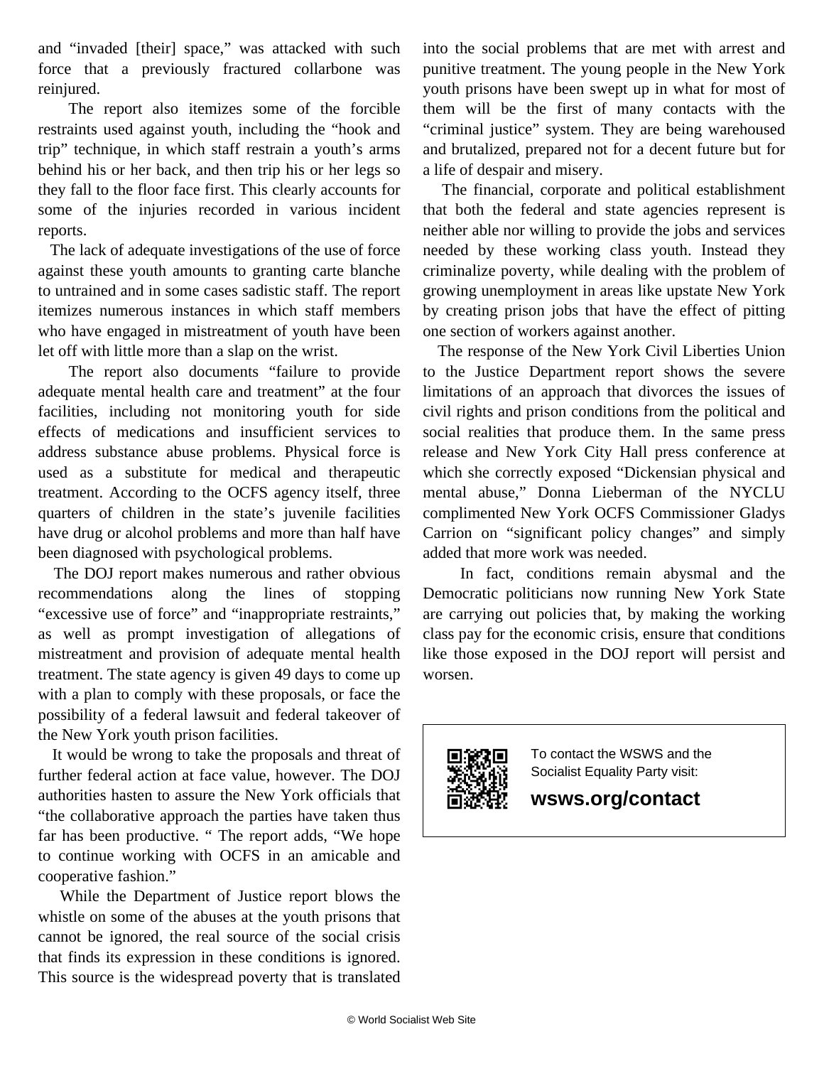and "invaded [their] space," was attacked with such force that a previously fractured collarbone was reinjured.

The report also itemizes some of the forcible restraints used against youth, including the "hook and trip" technique, in which staff restrain a youth's arms behind his or her back, and then trip his or her legs so they fall to the floor face first. This clearly accounts for some of the injuries recorded in various incident reports.

The lack of adequate investigations of the use of force against these youth amounts to granting carte blanche to untrained and in some cases sadistic staff. The report itemizes numerous instances in which staff members who have engaged in mistreatment of youth have been let off with little more than a slap on the wrist.

The report also documents "failure to provide adequate mental health care and treatment" at the four facilities, including not monitoring youth for side effects of medications and insufficient services to address substance abuse problems. Physical force is used as a substitute for medical and therapeutic treatment. According to the OCFS agency itself, three quarters of children in the state's juvenile facilities have drug or alcohol problems and more than half have been diagnosed with psychological problems.

The DOJ report makes numerous and rather obvious recommendations along the lines of stopping "excessive use of force" and "inappropriate restraints," as well as prompt investigation of allegations of mistreatment and provision of adequate mental health treatment. The state agency is given 49 days to come up with a plan to comply with these proposals, or face the possibility of a federal lawsuit and federal takeover of the New York youth prison facilities.

It would be wrong to take the proposals and threat of further federal action at face value, however. The DOJ authorities hasten to assure the New York officials that "the collaborative approach the parties have taken thus far has been productive. " The report adds, "We hope to continue working with OCFS in an amicable and cooperative fashion."

While the Department of Justice report blows the whistle on some of the abuses at the youth prisons that cannot be ignored, the real source of the social crisis that finds its expression in these conditions is ignored. This source is the widespread poverty that is translated into the social problems that are met with arrest and punitive treatment. The young people in the New York youth prisons have been swept up in what for most of them will be the first of many contacts with the "criminal justice" system. They are being warehoused and brutalized, prepared not for a decent future but for a life of despair and misery.

The financial, corporate and political establishment that both the federal and state agencies represent is neither able nor willing to provide the jobs and services needed by these working class youth. Instead they criminalize poverty, while dealing with the problem of growing unemployment in areas like upstate New York by creating prison jobs that have the effect of pitting one section of workers against another.

The response of the New York Civil Liberties Union to the Justice Department report shows the severe limitations of an approach that divorces the issues of civil rights and prison conditions from the political and social realities that produce them. In the same press release and New York City Hall press conference at which she correctly exposed "Dickensian physical and mental abuse," Donna Lieberman of the NYCLU complimented New York OCFS Commissioner Gladys Carrion on "significant policy changes" and simply added that more work was needed.

In fact, conditions remain abysmal and the Democratic politicians now running New York State are carrying out policies that, by making the working class pay for the economic crisis, ensure that conditions like those exposed in the DOJ report will persist and worsen.

To contact the WSWS and the Socialist Equality Party visit:

**wsws.org/contact**